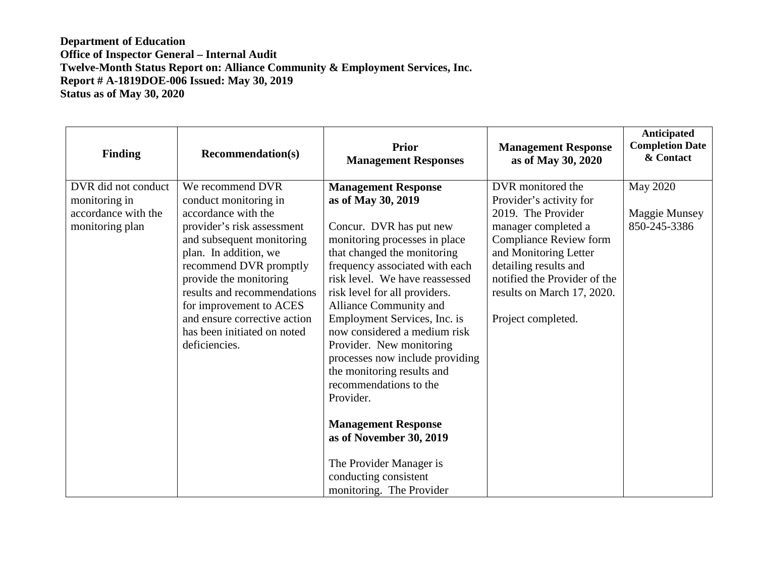**Department of Education**
**Office of Inspector General – Internal Audit**
**Twelve-Month Status Report on: Alliance Community & Employment Services, Inc.**
**Report # A-1819DOE-006 Issued: May 30, 2019**
**Status as of May 30, 2020**

| Finding | Recommendation(s) | Prior Management Responses | Management Response as of May 30, 2020 | Anticipated Completion Date & Contact |
|---|---|---|---|---|
| DVR did not conduct monitoring in accordance with the monitoring plan | We recommend DVR conduct monitoring in accordance with the provider's risk assessment and subsequent monitoring plan. In addition, we recommend DVR promptly provide the monitoring results and recommendations for improvement to ACES and ensure corrective action has been initiated on noted deficiencies. | **Management Response as of May 30, 2019**<br><br>Concur. DVR has put new monitoring processes in place that changed the monitoring frequency associated with each risk level. We have reassessed risk level for all providers. Alliance Community and Employment Services, Inc. is now considered a medium risk Provider. New monitoring processes now include providing the monitoring results and recommendations to the Provider.<br><br>**Management Response as of November 30, 2019**<br><br>The Provider Manager is conducting consistent monitoring. The Provider | DVR monitored the Provider's activity for 2019. The Provider manager completed a Compliance Review form and Monitoring Letter detailing results and notified the Provider of the results on March 17, 2020.<br><br>Project completed. | May 2020<br><br>Maggie Munsey<br>850-245-3386 |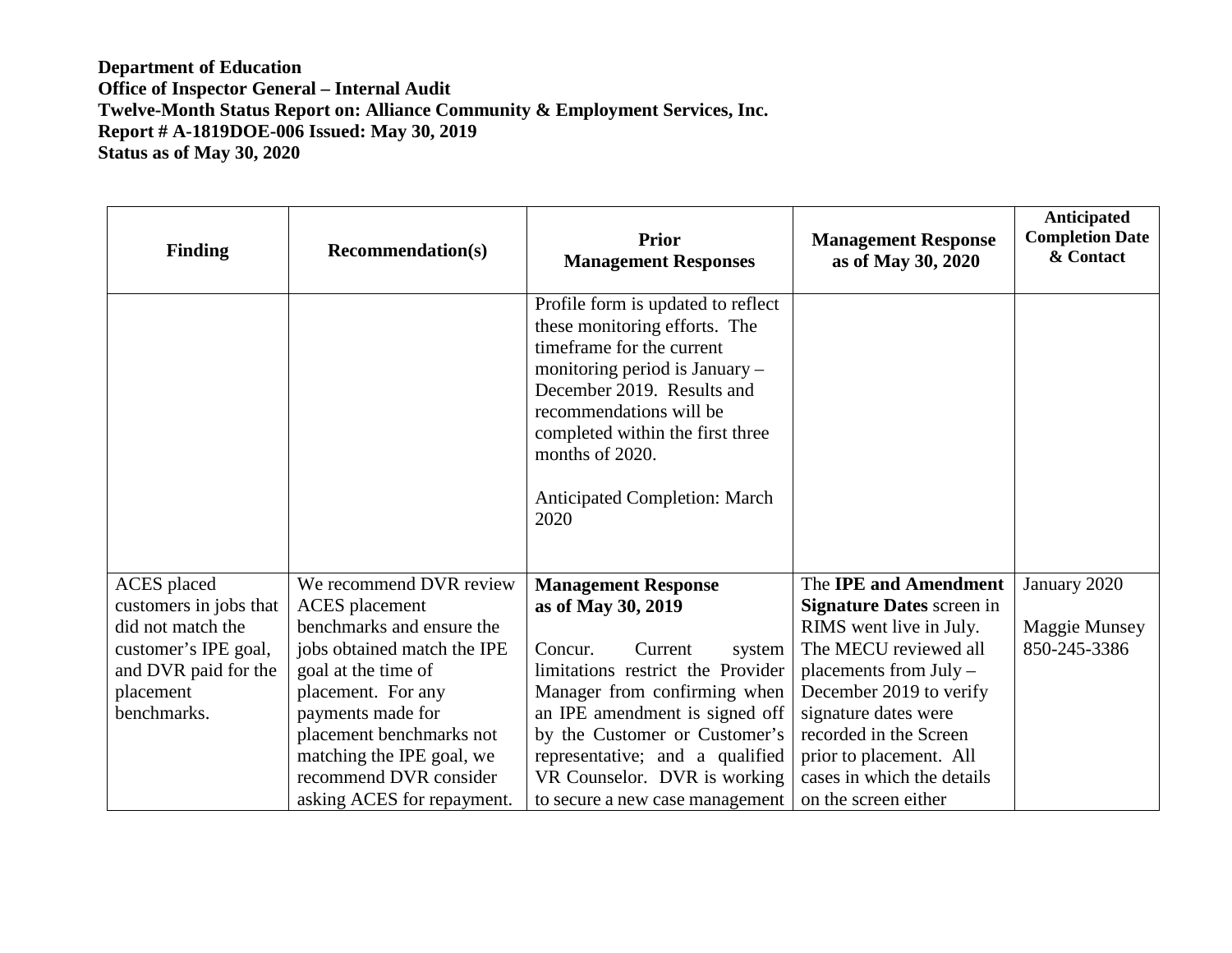**Department of Education**
**Office of Inspector General – Internal Audit**
**Twelve-Month Status Report on: Alliance Community & Employment Services, Inc.**
**Report # A-1819DOE-006 Issued: May 30, 2019**
**Status as of May 30, 2020**

| Finding | Recommendation(s) | Prior Management Responses | Management Response as of May 30, 2020 | Anticipated Completion Date & Contact |
|---|---|---|---|---|
| | | Profile form is updated to reflect these monitoring efforts. The timeframe for the current monitoring period is January – December 2019. Results and recommendations will be completed within the first three months of 2020.<br><br>Anticipated Completion: March 2020 | | |
| ACES placed customers in jobs that did not match the customer's IPE goal, and DVR paid for the placement benchmarks. | We recommend DVR review ACES placement benchmarks and ensure the jobs obtained match the IPE goal at the time of placement. For any payments made for placement benchmarks not matching the IPE goal, we recommend DVR consider asking ACES for repayment. | **Management Response as of May 30, 2019**<br><br>Concur. Current system limitations restrict the Provider Manager from confirming when an IPE amendment is signed off by the Customer or Customer's representative; and a qualified VR Counselor. DVR is working to secure a new case management | The **IPE and Amendment Signature Dates** screen in RIMS went live in July. The MECU reviewed all placements from July – December 2019 to verify signature dates were recorded in the Screen prior to placement. All cases in which the details on the screen either | January 2020<br><br>Maggie Munsey<br>850-245-3386 |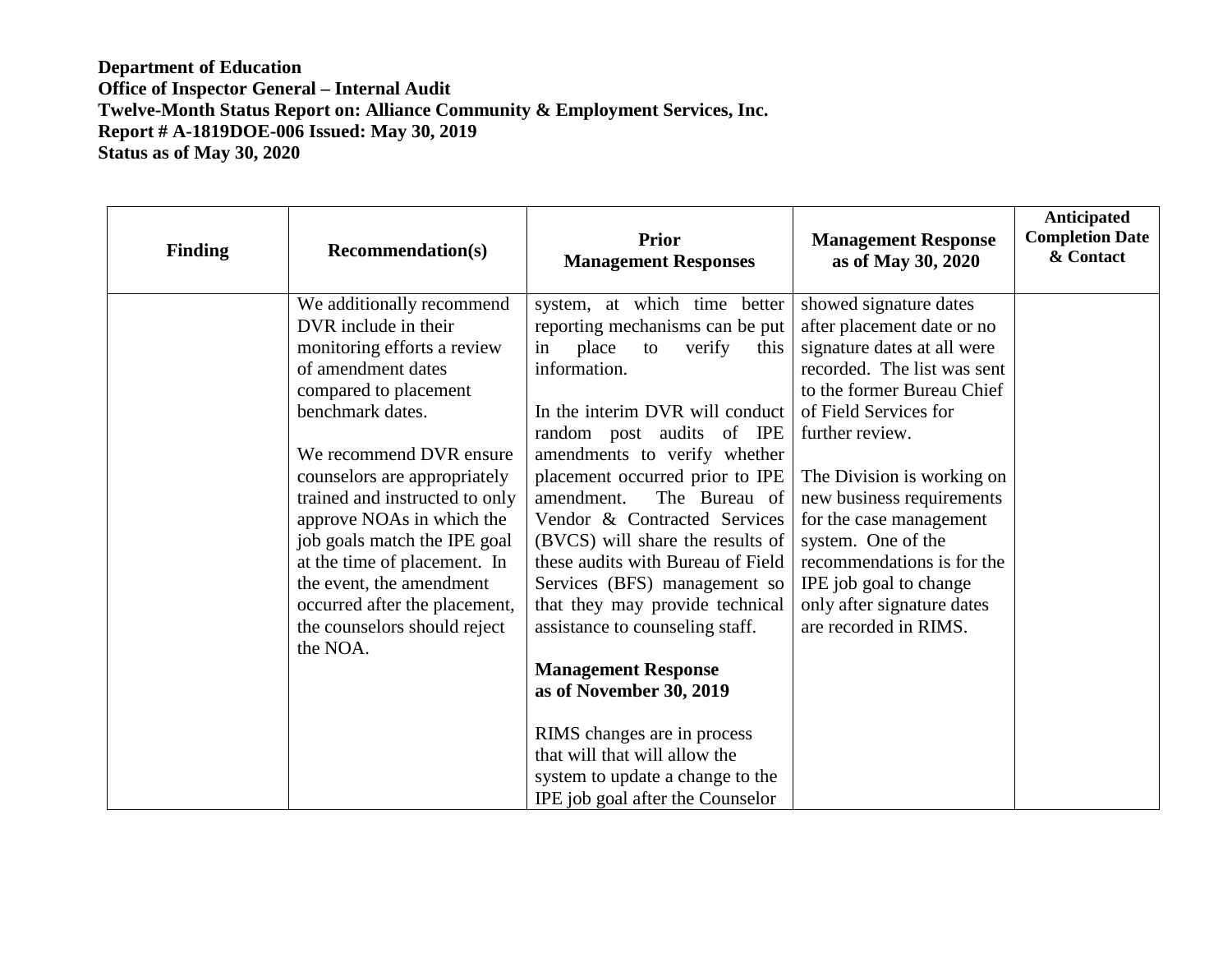**Department of Education**
**Office of Inspector General – Internal Audit**
**Twelve-Month Status Report on: Alliance Community & Employment Services, Inc.**
**Report # A-1819DOE-006 Issued: May 30, 2019**
**Status as of May 30, 2020**

| Finding | Recommendation(s) | Prior Management Responses | Management Response as of May 30, 2020 | Anticipated Completion Date & Contact |
|---|---|---|---|---|
| | We additionally recommend DVR include in their monitoring efforts a review of amendment dates compared to placement benchmark dates.<br><br>We recommend DVR ensure counselors are appropriately trained and instructed to only approve NOAs in which the job goals match the IPE goal at the time of placement. In the event, the amendment occurred after the placement, the counselors should reject the NOA. | system, at which time better reporting mechanisms can be put in place to verify this information.<br><br>In the interim DVR will conduct random post audits of IPE amendments to verify whether placement occurred prior to IPE amendment. The Bureau of Vendor & Contracted Services (BVCS) will share the results of these audits with Bureau of Field Services (BFS) management so that they may provide technical assistance to counseling staff.<br><br>**Management Response as of November 30, 2019**<br><br>RIMS changes are in process that will that will allow the system to update a change to the IPE job goal after the Counselor | showed signature dates after placement date or no signature dates at all were recorded. The list was sent to the former Bureau Chief of Field Services for further review.<br><br>The Division is working on new business requirements for the case management system. One of the recommendations is for the IPE job goal to change only after signature dates are recorded in RIMS. | |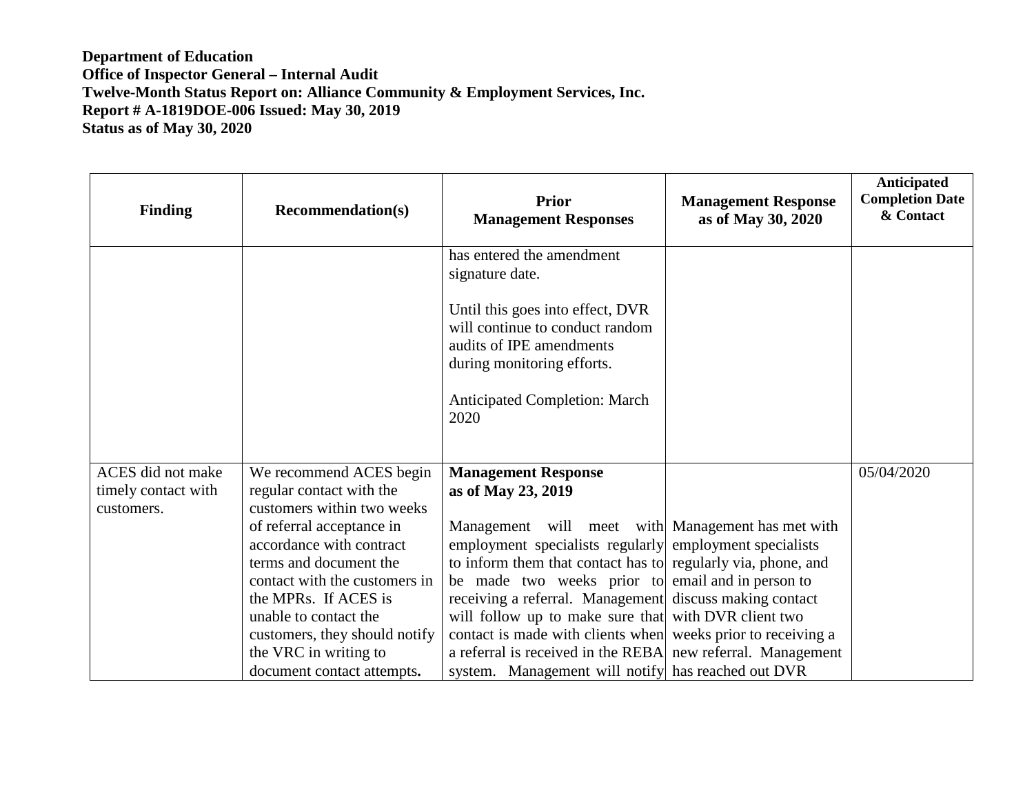**Department of Education**
**Office of Inspector General – Internal Audit**
**Twelve-Month Status Report on: Alliance Community & Employment Services, Inc.**
**Report # A-1819DOE-006 Issued: May 30, 2019**
**Status as of May 30, 2020**

| Finding | Recommendation(s) | Prior Management Responses | Management Response as of May 30, 2020 | Anticipated Completion Date & Contact |
|---|---|---|---|---|
| | | has entered the amendment signature date.<br><br>Until this goes into effect, DVR will continue to conduct random audits of IPE amendments during monitoring efforts.<br><br>Anticipated Completion: March 2020 | | |
| ACES did not make timely contact with customers. | We recommend ACES begin regular contact with the customers within two weeks of referral acceptance in accordance with contract terms and document the contact with the customers in the MPRs. If ACES is unable to contact the customers, they should notify the VRC in writing to document contact attempts**.** | **Management Response as of May 23, 2019**<br><br>Management will meet with employment specialists regularly to inform them that contact has to be made two weeks prior to receiving a referral. Management will follow up to make sure that contact is made with clients when a referral is received in the REBA system. Management will notify | Management has met with employment specialists regularly via, phone, and email and in person to discuss making contact with DVR client two weeks prior to receiving a new referral. Management has reached out DVR | 05/04/2020 |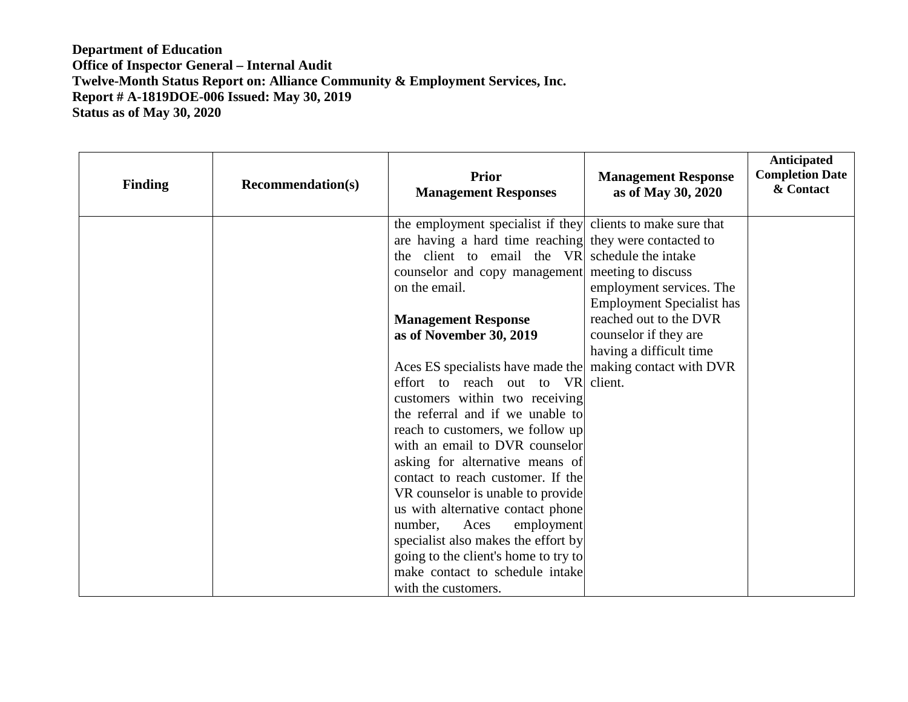**Department of Education**
**Office of Inspector General – Internal Audit**
**Twelve-Month Status Report on: Alliance Community & Employment Services, Inc.**
**Report # A-1819DOE-006 Issued: May 30, 2019**
**Status as of May 30, 2020**

| Finding | Recommendation(s) | Prior Management Responses | Management Response as of May 30, 2020 | Anticipated Completion Date & Contact |
|---|---|---|---|---|
| | | the employment specialist if they are having a hard time reaching the client to email the VR counselor and copy management on the email.<br><br>**Management Response as of November 30, 2019**<br><br>Aces ES specialists have made the effort to reach out to VR customers within two receiving the referral and if we unable to reach to customers, we follow up with an email to DVR counselor asking for alternative means of contact to reach customer. If the VR counselor is unable to provide us with alternative contact phone number, Aces employment specialist also makes the effort by going to the client's home to try to make contact to schedule intake with the customers. | clients to make sure that they were contacted to schedule the intake meeting to discuss employment services. The Employment Specialist has reached out to the DVR counselor if they are having a difficult time making contact with DVR client. | |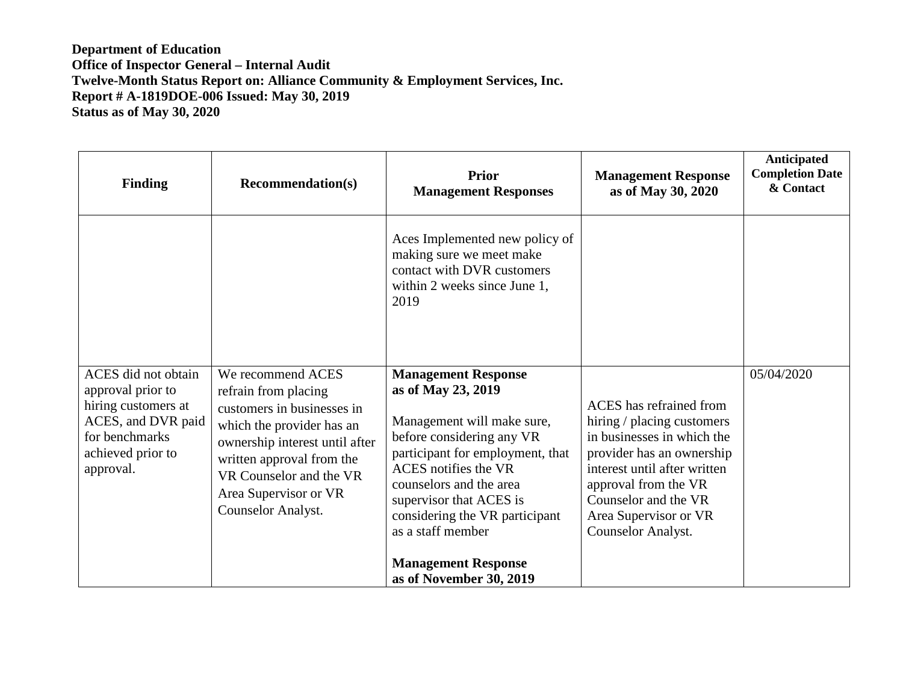**Department of Education**
**Office of Inspector General – Internal Audit**
**Twelve-Month Status Report on: Alliance Community & Employment Services, Inc.**
**Report # A-1819DOE-006 Issued: May 30, 2019**
**Status as of May 30, 2020**

| Finding | Recommendation(s) | Prior Management Responses | Management Response as of May 30, 2020 | Anticipated Completion Date & Contact |
|---|---|---|---|---|
| | | Aces Implemented new policy of making sure we meet make contact with DVR customers within 2 weeks since June 1, 2019 | | |
| ACES did not obtain approval prior to hiring customers at ACES, and DVR paid for benchmarks achieved prior to approval. | We recommend ACES refrain from placing customers in businesses in which the provider has an ownership interest until after written approval from the VR Counselor and the VR Area Supervisor or VR Counselor Analyst. | **Management Response as of May 23, 2019**<br><br>Management will make sure, before considering any VR participant for employment, that ACES notifies the VR counselors and the area supervisor that ACES is considering the VR participant as a staff member<br><br>**Management Response as of November 30, 2019** | ACES has refrained from hiring / placing customers in businesses in which the provider has an ownership interest until after written approval from the VR Counselor and the VR Area Supervisor or VR Counselor Analyst. | 05/04/2020 |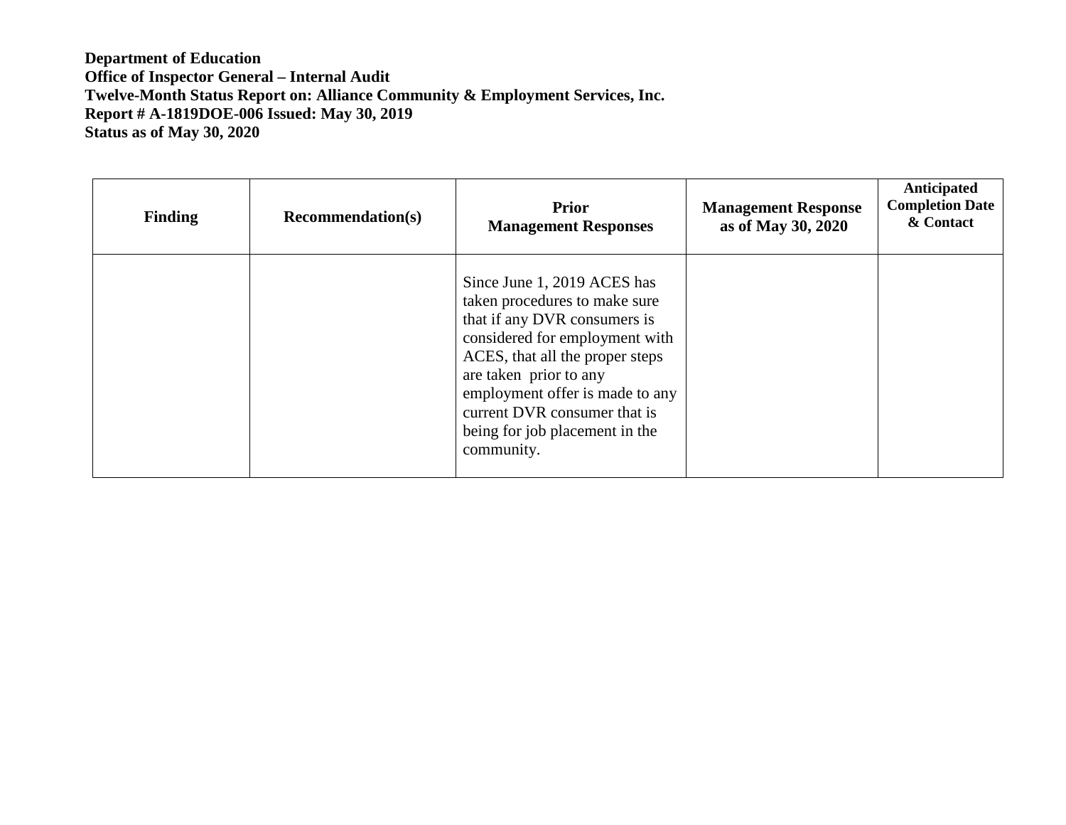**Department of Education**
**Office of Inspector General – Internal Audit**
**Twelve-Month Status Report on: Alliance Community & Employment Services, Inc.**
**Report # A-1819DOE-006 Issued: May 30, 2019**
**Status as of May 30, 2020**

| Finding | Recommendation(s) | Prior Management Responses | Management Response as of May 30, 2020 | Anticipated Completion Date & Contact |
|---|---|---|---|---|
| | | Since June 1, 2019 ACES has taken procedures to make sure that if any DVR consumers is considered for employment with ACES, that all the proper steps are taken prior to any employment offer is made to any current DVR consumer that is being for job placement in the community. | | |